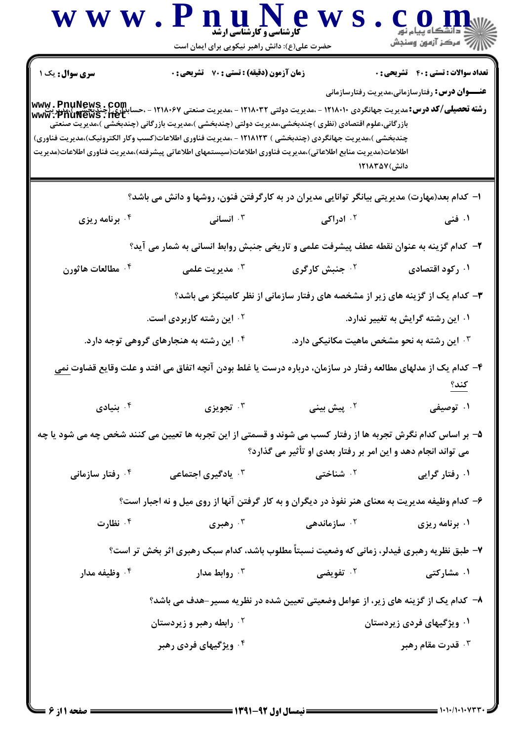کارشناسی و کارشناسی ارشد

حضرت علی(ع): دانش راهبر نیکویی برای ایمان است

**سری سوال:** یک ۱ | **زمان آزمون (دقیقه) : تستی : ۷۰ تشریحی : ۰** | **تعداد سوالات : تستی : ۴۰ تشریحی : ۰**

**عنـــوان درس:** رفتارسازمانی،مدیریت رفتارسازمانی

**رشته تحصیلی/کد درس:** مدیریت جهانگردی ۱۲۱۸۰۱۰ - ،مدیریت دولتی ۱۲۱۸۰۳۲ - ،مدیریت صنعتی ۱۲۱۸۰۶۷ - ،حسابداری (چندبخشی )،مدیریت بازرگانی،علوم اقتصادی (نظری )چندبخشی،مدیریت دولتی (چندبخشی )،مدیریت بازرگانی (چندبخشی )،مدیریت صنعتی چندبخشی )،مدیریت جهانگردی (چندبخشی ) ۱۲۱۸۱۲۳ - ،مدیریت فناوری اطلاعات(کسب وکار الکترونیک)،مدیریت فناوری اطلاعات(مدیریت منابع اطلاعاتی)،مدیریت فناوری اطلاعات(سیستمهای اطلاعاتی پیشرفته)،مدیریت فناوری اطلاعات(مدیریت دانش)۱۲۱۸۳۵۷

۱- کدام بعد(مهارت) مدیریتی بیانگر توانایی مدیران در به کارگرفتن فنون، روشها و دانش می باشد؟

۱. فنی ۲. ادراکی ۳. انسانی ۴. برنامه ریزی

۲- کدام گزینه به عنوان نقطه عطف پیشرفت علمی و تاریخی جنبش روابط انسانی به شمار می آید؟

۱. رکود اقتصادی ۲. جنبش کارگری ۳. مدیریت علمی ۴. مطالعات هاثورن

۳- کدام یک از گزینه های زیر از مشخصه های رفتار سازمانی از نظر کامینگز می باشد؟

۱. این رشته گرایش به تغییر ندارد.

۲. این رشته کاربردی است.

۳. این رشته به نحو مشخص ماهیت مکانیکی دارد.

۴. این رشته به هنجارهای گروهی توجه دارد.

۴- کدام یک از مدلهای مطالعه رفتار در سازمان، درباره درست یا غلط بودن آنچه اتفاق می افتد و علت وقایع قضاوت نمی کند؟

۱. توصیفی ۲. پیش بینی ۳. تجویزی ۴. بنیادی

۵- بر اساس کدام نگرش تجربه ها از رفتار کسب می شوند و قسمتی از این تجربه ها تعیین می کنند شخص چه می شود یا چه می تواند انجام دهد و این امر بر رفتار بعدی او تأثیر می گذارد؟

۱. رفتار گرایی ۲. شناختی ۳. یادگیری اجتماعی ۴. رفتار سازمانی

۶- کدام وظیفه مدیریت به معنای هنر نفوذ در دیگران و به کار گرفتن آنها از روی میل و نه اجبار است؟

۱. برنامه ریزی ۲. سازماندهی ۳. رهبری ۴. نظارت

۷- طبق نظریه رهبری فیدلر، زمانی که وضعیت نسبتاً مطلوب باشد، کدام سبک رهبری اثر بخش تر است؟

۱. مشارکتی ۲. تفویضی ۳. روابط مدار ۴. وظیفه مدار

۸- کدام یک از گزینه های زیر، از عوامل وضعیتی تعیین شده در نظریه مسیر-هدف می باشد؟

۱. ویژگیهای فردی زیردستان

۲. رابطه رهبر و زیردستان

۳. قدرت مقام رهبر

۴. ویژگیهای فردی رهبر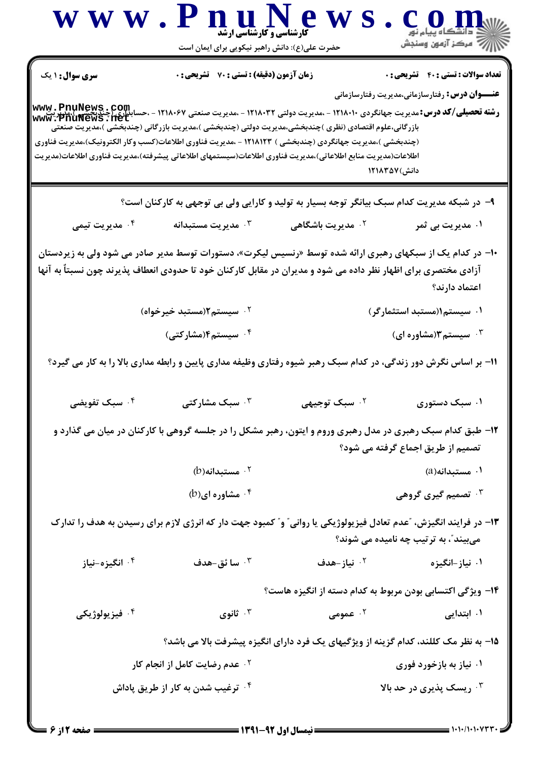**سری سوال:** ۱ یک

**زمان آزمون (دقیقه) : تستی :** ۷۰ **تشریحی :** ۰

**تعداد سوالات : تستی :** ۴۰ **تشریحی :** ۰

**عنـــوان درس:** رفتارسازمانی،مدیریت رفتارسازمانی

**رشته تحصیلی/کد درس:** مدیریت جهانگردی ۱۲۱۸۰۱۰ - ،مدیریت دولتی ۱۲۱۸۰۳۲ - ،مدیریت صنعتی ۱۲۱۸۰۶۷ - ،حسابداری (چندبخشی )،مدیریت بازرگانی،علوم اقتصادی (نظری )چندبخشی،مدیریت دولتی (چندبخشی )،مدیریت بازرگانی (چندبخشی )،مدیریت صنعتی (چندبخشی )،مدیریت جهانگردی (چندبخشی ) ۱۲۱۸۱۲۳ - ،مدیریت فناوری اطلاعات(کسب وکار الکترونیک)،مدیریت فناوری اطلاعات(مدیریت منابع اطلاعاتی)،مدیریت فناوری اطلاعات(سیستمهای اطلاعاتی پیشرفته)،مدیریت فناوری اطلاعات(مدیریت دانش)۱۲۱۸۳۵۷

۹- در شبکه مدیریت کدام سبک بیانگر توجه بسیار به تولید و کارایی ولی بی توجهی به کارکنان است؟

۱. مدیریت بی ثمر
۲. مدیریت باشگاهی
۳. مدیریت مستبدانه
۴. مدیریت تیمی

۱۰- در کدام یک از سبکهای رهبری ارائه شده توسط «رنسیس لیکرت»، دستورات توسط مدیر صادر می شود ولی به زیردستان آزادی مختصری برای اظهار نظر داده می شود و مدیران در مقابل کارکنان خود تا حدودی انعطاف پذیرند چون نسبتاً به آنها اعتماد دارند؟

۱. سیستم۱(مستبد استثمارگر)
۲. سیستم۲(مستبد خیرخواه)
۳. سیستم۳(مشاوره ای)
۴. سیستم۴(مشارکتی)

۱۱- بر اساس نگرش دور زندگی، در کدام سبک رهبر شیوه رفتاری وظیفه مداری پایین و رابطه مداری بالا را به کار می گیرد؟

۱. سبک دستوری
۲. سبک توجیهی
۳. سبک مشارکتی
۴. سبک تفویضی

۱۲- طبق کدام سبک رهبری در مدل رهبری وروم و ایتون، رهبر مشکل را در جلسه گروهی با کارکنان در میان می گذارد و تصمیم از طریق اجماع گرفته می شود؟

۱. مستبدانه(a)
۲. مستبدانه(b)
۳. تصمیم گیری گروهی
۴. مشاوره ای(b)

۱۳- در فرایند انگیزش، "عدم تعادل فیزیولوژیکی یا روانی" و" کمبود جهت دار که انرژی لازم برای رسیدن به هدف را تدارک می‌بیند"، به ترتیب چه نامیده می شوند؟

۱. نیاز-انگیزه
۲. نیاز-هدف
۳. سائق-هدف
۴. انگیزه-نیاز

۱۴- ویژگی اکتسابی بودن مربوط به کدام دسته از انگیزه هاست؟

۱. ابتدایی
۲. عمومی
۳. ثانوی
۴. فیزیولوژیکی

۱۵- به نظر مک کللند، کدام گزینه از ویژگیهای یک فرد دارای انگیزه پیشرفت بالا می باشد؟

۱. نیاز به بازخورد فوری
۲. عدم رضایت کامل از انجام کار
۳. ریسک پذیری در حد بالا
۴. ترغیب شدن به کار از طریق پاداش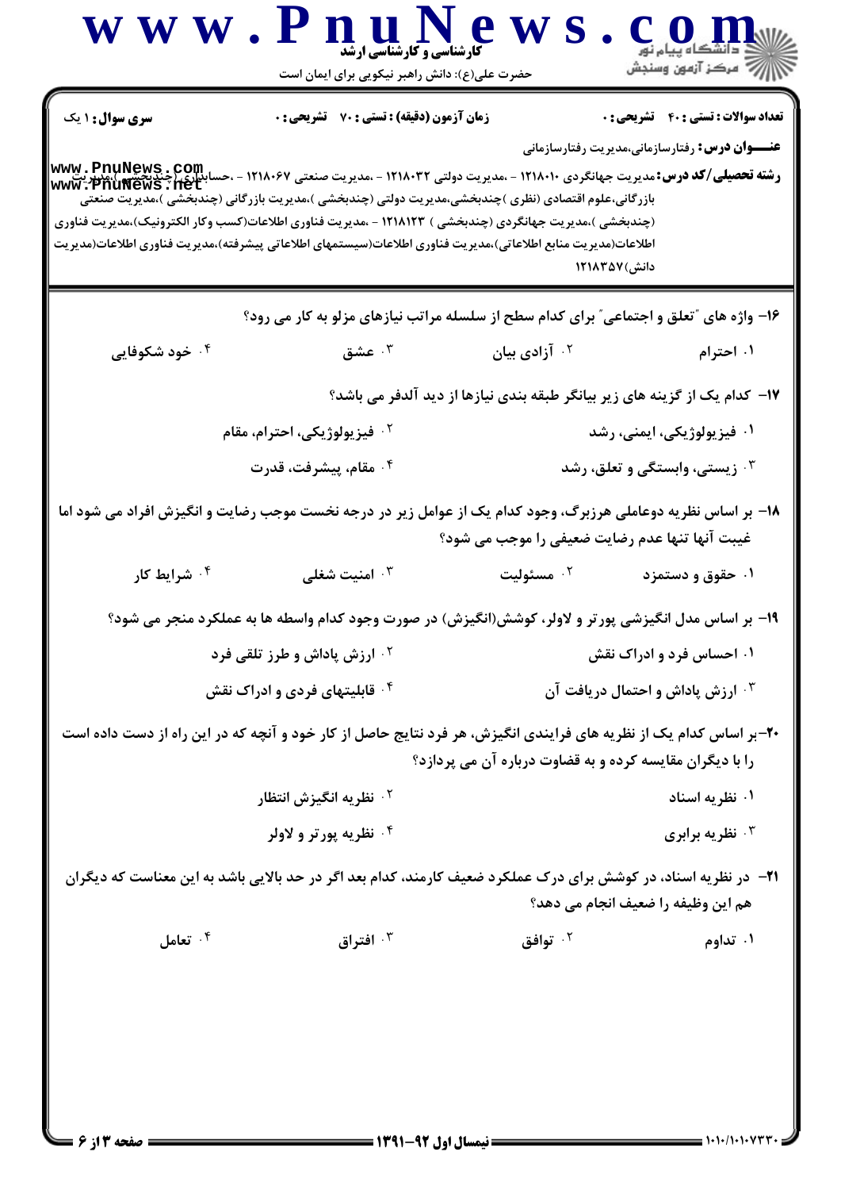**سری سوال:** ۱ یک

**زمان آزمون (دقیقه) : تستی : ۷۰ تشریحی : ۰**

**تعداد سوالات : تستی : ۴۰ تشریحی : ۰**

**عنـــوان درس:** رفتارسازمانی،مدیریت رفتارسازمانی

**رشته تحصیلی/کد درس:** مدیریت جهانگردی ۱۲۱۸۰۱۰ - ،مدیریت دولتی ۱۲۱۸۰۳۲ - ،مدیریت صنعتی ۱۲۱۸۰۶۷ - ،حسابداری (چندبخشی )،مدیریت بازرگانی،علوم اقتصادی (نظری )چندبخشی،مدیریت دولتی (چندبخشی )،مدیریت بازرگانی (چندبخشی )،مدیریت صنعتی (چندبخشی )،مدیریت جهانگردی (چندبخشی ) ۱۲۱۸۱۲۳ - ،مدیریت فناوری اطلاعات(کسب وکار الکترونیک)،مدیریت فناوری اطلاعات(مدیریت منابع اطلاعاتی)،مدیریت فناوری اطلاعات(سیستمهای اطلاعاتی پیشرفته)،مدیریت فناوری اطلاعات(مدیریت دانش) ۱۲۱۸۳۵۷

۱۶- واژه های "تعلق و اجتماعی" برای کدام سطح از سلسله مراتب نیازهای مزلو به کار می رود؟

۱. احترام
۲. آزادی بیان
۳. عشق
۴. خود شکوفایی

۱۷- کدام یک از گزینه های زیر بیانگر طبقه بندی نیازها از دید آلدفر می باشد؟

۱. فیزیولوژیکی، ایمنی، رشد
۲. فیزیولوژیکی، احترام، مقام
۳. زیستی، وابستگی و تعلق، رشد
۴. مقام، پیشرفت، قدرت

۱۸- بر اساس نظریه دوعاملی هرزبرگ، وجود کدام یک از عوامل زیر در درجه نخست موجب رضایت و انگیزش افراد می شود اما غیبت آنها تنها عدم رضایت ضعیفی را موجب می شود؟

۱. حقوق و دستمزد
۲. مسئولیت
۳. امنیت شغلی
۴. شرایط کار

۱۹- بر اساس مدل انگیزشی پورتر و لاولر، کوشش(انگیزش) در صورت وجود کدام واسطه ها به عملکرد منجر می شود؟

۱. احساس فرد و ادراک نقش
۲. ارزش پاداش و طرز تلقی فرد
۳. ارزش پاداش و احتمال دریافت آن
۴. قابلیتهای فردی و ادراک نقش

۲۰- بر اساس کدام یک از نظریه های فرایندی انگیزش، هر فرد نتایج حاصل از کار خود و آنچه که در این راه از دست داده است را با دیگران مقایسه کرده و به قضاوت درباره آن می پردازد؟

۱. نظریه اسناد
۲. نظریه انگیزش انتظار
۳. نظریه برابری
۴. نظریه پورتر و لاولر

۲۱- در نظریه اسناد، در کوشش برای درک عملکرد ضعیف کارمند، کدام بعد اگر در حد بالایی باشد به این معناست که دیگران هم این وظیفه را ضعیف انجام می دهد؟

۱. تداوم
۲. توافق
۳. افتراق
۴. تعامل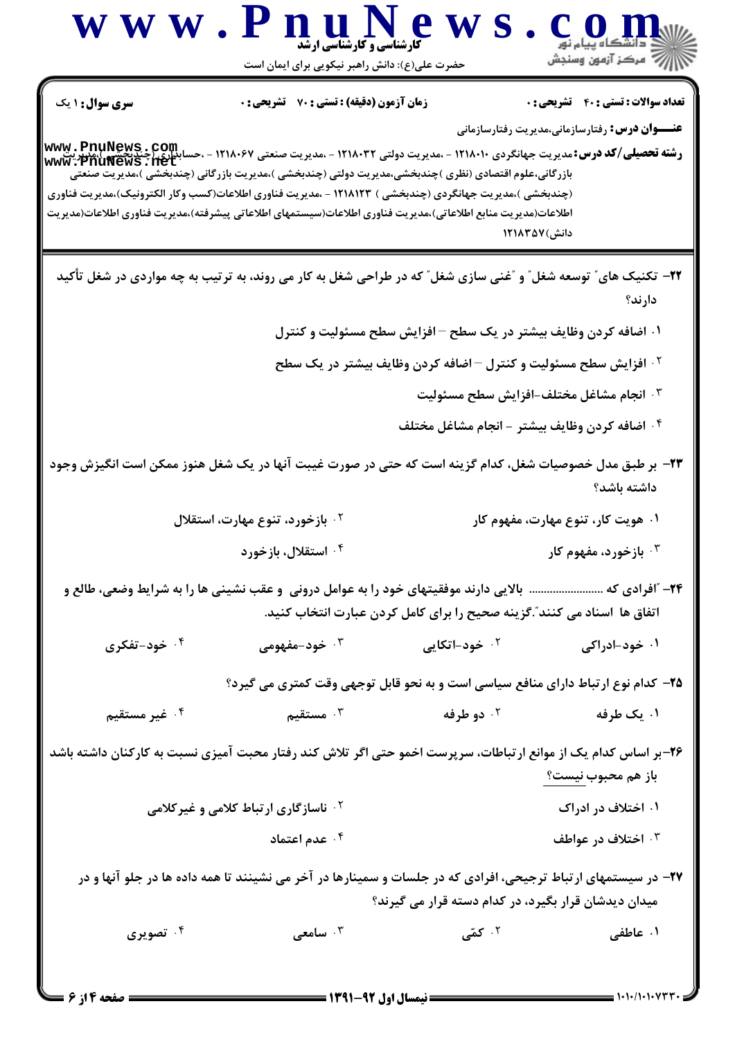**سری سوال:** ۱ یک

**زمان آزمون (دقیقه) : تستی : ۷۰ تشریحی : ۰**

**تعداد سوالات : تستی : ۴۰ تشریحی : ۰**

**عنـــوان درس:** رفتارسازمانی،مدیریت رفتارسازمانی

**رشته تحصیلی/کد درس:** مدیریت جهانگردی ۱۲۱۸۰۱۰ - ،مدیریت دولتی ۱۲۱۸۰۳۲ - ،مدیریت صنعتی ۱۲۱۸۰۶۷ - ،حسابداری (چندبخشی )،مدیریت بازرگانی،علوم اقتصادی (نظری )چندبخشی،مدیریت دولتی (چندبخشی )،مدیریت بازرگانی (چندبخشی )،مدیریت صنعتی (چندبخشی )،مدیریت جهانگردی (چندبخشی ) ۱۲۱۸۱۲۳ - ،مدیریت فناوری اطلاعات(کسب وکار الکترونیک)،مدیریت فناوری اطلاعات(مدیریت منابع اطلاعاتی)،مدیریت فناوری اطلاعات(سیستمهای اطلاعاتی پیشرفته)،مدیریت فناوری اطلاعات(مدیریت دانش)۱۲۱۸۳۵۷

۲۲- تکنیک های" توسعه شغل" و "غنی سازی شغل" که در طراحی شغل به کار می روند، به ترتیب به چه مواردی در شغل تأکید دارند؟

۱. اضافه کردن وظایف بیشتر در یک سطح – افزایش سطح مسئولیت و کنترل

۲. افزایش سطح مسئولیت و کنترل – اضافه کردن وظایف بیشتر در یک سطح

۳. انجام مشاغل مختلف-افزایش سطح مسئولیت

۴. اضافه کردن وظایف بیشتر - انجام مشاغل مختلف

۲۳- بر طبق مدل خصوصیات شغل، کدام گزینه است که حتی در صورت غیبت آنها در یک شغل هنوز ممکن است انگیزش وجود داشته باشد؟

۱. هویت کار، تنوع مهارت، مفهوم کار

۲. بازخورد، تنوع مهارت، استقلال

۳. بازخورد، مفهوم کار

۴. استقلال، بازخورد

۲۴- "افرادی که ........................ بالایی دارند موفقیتهای خود را به عوامل درونی و عقب نشینی ها را به شرایط وضعی، طالع و اتفاق ها اسناد می کنند".گزینه صحیح را برای کامل کردن عبارت انتخاب کنید.

۱. خود-ادراکی

۲. خود-اتکایی

۳. خود-مفهومی

۴. خود-تفکری

۲۵- کدام نوع ارتباط دارای منافع سیاسی است و به نحو قابل توجهی وقت کمتری می گیرد؟

۱. یک طرفه

۲. دو طرفه

۳. مستقیم

۴. غیر مستقیم

۲۶-بر اساس کدام یک از موانع ارتباطات، سرپرست اخمو حتی اگر تلاش کند رفتار محبت آمیزی نسبت به کارکنان داشته باشد باز هم محبوب نیست؟

۱. اختلاف در ادراک

۲. ناسازگاری ارتباط کلامی و غیرکلامی

۳. اختلاف در عواطف

۴. عدم اعتماد

۲۷- در سیستمهای ارتباط ترجیحی، افرادی که در جلسات و سمینارها در آخر می نشینند تا همه داده ها در جلو آنها و در میدان دیدشان قرار بگیرد، در کدام دسته قرار می گیرند؟

۱. عاطفی

۲. کمّی

۳. سامعی

۴. تصویری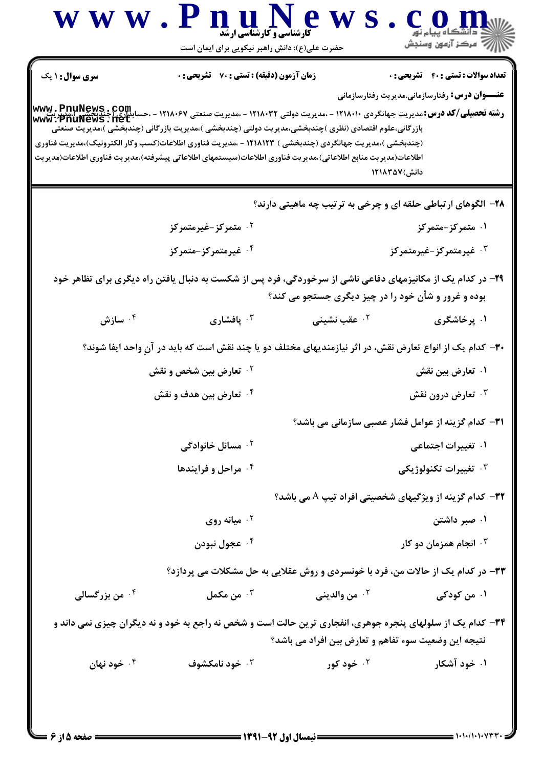**سری سوال:** ۱ یک

**زمان آزمون (دقیقه) : تستی :** ۷۰ **تشریحی :** ۰

**تعداد سوالات : تستی :** ۴۰ **تشریحی :** ۰

**عنـــوان درس:** رفتارسازمانی،مدیریت رفتارسازمانی

**رشته تحصیلی/کد درس:** مدیریت جهانگردی ۱۲۱۸۰۱۰ - ،مدیریت دولتی ۱۲۱۸۰۳۲ - ،مدیریت صنعتی ۱۲۱۸۰۶۷ - ،حسابداری (چندبخشی )،مدیریت بازرگانی،علوم اقتصادی (نظری )چندبخشی،مدیریت دولتی (چندبخشی )،مدیریت بازرگانی (چندبخشی )،مدیریت صنعتی (چندبخشی )،مدیریت جهانگردی (چندبخشی ) ۱۲۱۸۱۲۳ - ،مدیریت فناوری اطلاعات(کسب وکار الکترونیک)،مدیریت فناوری اطلاعات(مدیریت منابع اطلاعاتی)،مدیریت فناوری اطلاعات(سیستمهای اطلاعاتی پیشرفته)،مدیریت فناوری اطلاعات(مدیریت دانش)۱۲۱۸۳۵۷

۲۸- الگوهای ارتباطی حلقه ای و چرخی به ترتیب چه ماهیتی دارند؟

۱. متمرکز-متمرکز
۲. متمرکز-غیرمتمرکز
۳. غیرمتمرکز-غیرمتمرکز
۴. غیرمتمرکز-متمرکز

۲۹- در کدام یک از مکانیزمهای دفاعی ناشی از سرخوردگی، فرد پس از شکست به دنبال یافتن راه دیگری برای تظاهر خود بوده و غرور و شأن خود را در چیز دیگری جستجو می کند؟

۱. پرخاشگری
۲. عقب نشینی
۳. پافشاری
۴. سازش

۳۰- کدام یک از انواع تعارض نقش، در اثر نیازمندیهای مختلف دو یا چند نقش است که باید در آنِ واحد ایفا شوند؟

۱. تعارض بین نقش
۲. تعارض بین شخص و نقش
۳. تعارض درون نقش
۴. تعارض بین هدف و نقش

۳۱- کدام گزینه از عوامل فشار عصبی سازمانی می باشد؟

۱. تغییرات اجتماعی
۲. مسائل خانوادگی
۳. تغییرات تکنولوژیکی
۴. مراحل و فرایندها

۳۲- کدام گزینه از ویژگیهای شخصیتی افراد تیپ A می باشد؟

۱. صبر داشتن
۲. میانه روی
۳. انجام همزمان دو کار
۴. عجول نبودن

۳۳- در کدام یک از حالات من، فرد با خونسردی و روش عقلایی به حل مشکلات می پردازد؟

۱. من کودکی
۲. من والدینی
۳. من مکمل
۴. من بزرگسالی

۳۴- کدام یک از سلولهای پنجره جوهری، انفجاری ترین حالت است و شخص نه راجع به خود و نه دیگران چیزی نمی داند و نتیجه این وضعیت سوء تفاهم و تعارض بین افراد می باشد؟

۱. خود آشکار
۲. خود کور
۳. خود نامکشوف
۴. خود نهان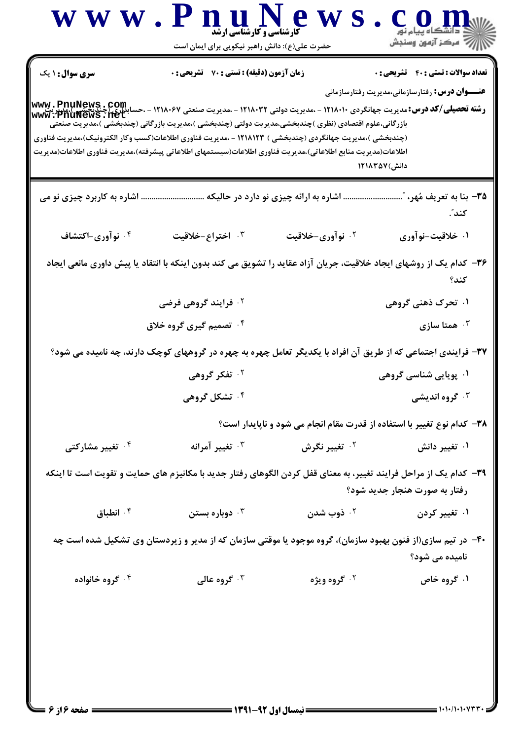**سری سوال:** ۱ یک

**زمان آزمون (دقیقه) : تستی : ۷۰ تشریحی : ۰**

**تعداد سوالات : تستی : ۴۰ تشریحی : ۰**

**عنـــوان درس:** رفتارسازمانی،مدیریت رفتارسازمانی

**رشته تحصیلی/کد درس:** مدیریت جهانگردی ۱۲۱۸۰۱۰ - ،مدیریت دولتی ۱۲۱۸۰۳۲ - ،مدیریت صنعتی ۱۲۱۸۰۶۷ - ،حسابداری (چندبخشی )،مدیریت بازرگانی،علوم اقتصادی (نظری )چندبخشی،مدیریت دولتی (چندبخشی )،مدیریت بازرگانی (چندبخشی )،مدیریت صنعتی (چندبخشی )،مدیریت جهانگردی (چندبخشی ) ۱۲۱۸۱۲۳ - ،مدیریت فناوری اطلاعات(کسب وکار الکترونیک)،مدیریت فناوری اطلاعات(مدیریت منابع اطلاعاتی)،مدیریت فناوری اطلاعات(سیستمهای اطلاعاتی پیشرفته)،مدیریت فناوری اطلاعات(مدیریت دانش)۱۲۱۸۳۵۷

۳۵- بنا به تعریف مُهر، "............................ اشاره به ارائه چیزی نو دارد در حالیکه ............................ اشاره به کاربرد چیزی نو می کند".

۱. خلاقیت-نوآوری
۲. نوآوری-خلاقیت
۳. اختراع-خلاقیت
۴. نوآوری-اکتشاف

۳۶- کدام یک از روشهای ایجاد خلاقیت، جریان آزاد عقاید را تشویق می کند بدون اینکه با انتقاد یا پیش داوری مانعی ایجاد کند؟

۱. تحرک ذهنی گروهی
۲. فرایند گروهی فرضی
۳. همتا سازی
۴. تصمیم گیری گروه خلاق

۳۷- فرایندی اجتماعی که از طریق آن افراد با یکدیگر تعامل چهره به چهره در گروههای کوچک دارند، چه نامیده می شود؟

۱. پویایی شناسی گروهی
۲. تفکر گروهی
۳. گروه اندیشی
۴. تشکل گروهی

۳۸- کدام نوع تغییر با استفاده از قدرت مقام انجام می شود و ناپایدار است؟

۱. تغییر دانش
۲. تغییر نگرش
۳. تغییر آمرانه
۴. تغییر مشارکتی

۳۹- کدام یک از مراحل فرایند تغییر، به معنای قفل کردن الگوهای رفتار جدید با مکانیزم های حمایت و تقویت است تا اینکه رفتار به صورت هنجار جدید شود؟

۱. تغییر کردن
۲. ذوب شدن
۳. دوباره بستن
۴. انطباق

۴۰- در تیم سازی(از فنون بهبود سازمان)، گروه موجود یا موقتی سازمان که از مدیر و زیردستان وی تشکیل شده است چه نامیده می شود؟

۱. گروه خاص
۲. گروه ویژه
۳. گروه عالی
۴. گروه خانواده